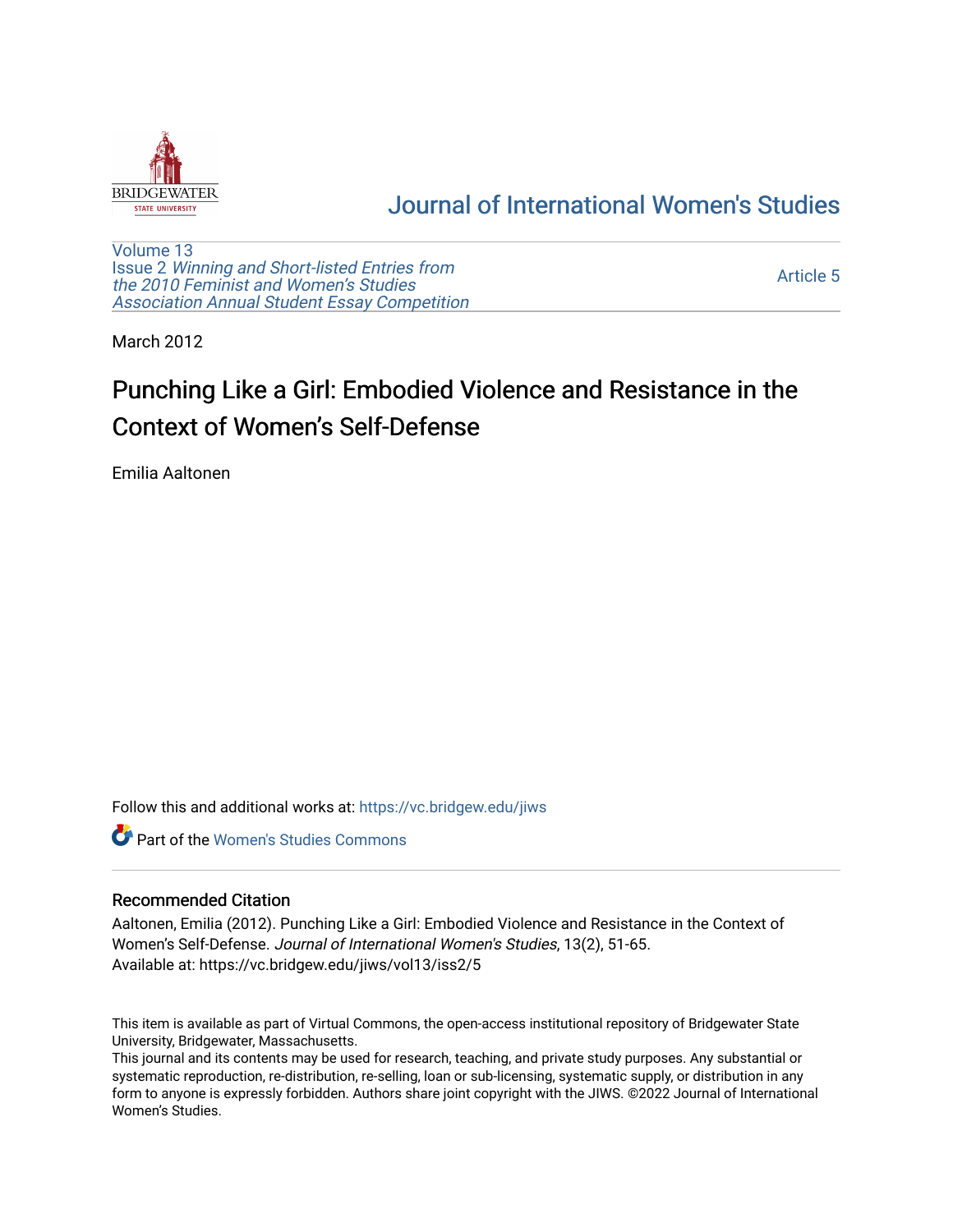Journal of International Women's Studies

Volume 13
Issue 2 *Winning and Short-listed Entries from the 2010 Feminist and Women's Studies Association Annual Student Essay Competition*

Article 5

March 2012

# Punching Like a Girl: Embodied Violence and Resistance in the Context of Women's Self-Defense

Emilia Aaltonen

Follow this and additional works at: https://vc.bridgew.edu/jiws

Part of the Women's Studies Commons

## Recommended Citation

Aaltonen, Emilia (2012). Punching Like a Girl: Embodied Violence and Resistance in the Context of Women's Self-Defense. *Journal of International Women's Studies*, 13(2), 51-65.
Available at: https://vc.bridgew.edu/jiws/vol13/iss2/5

This item is available as part of Virtual Commons, the open-access institutional repository of Bridgewater State University, Bridgewater, Massachusetts.
This journal and its contents may be used for research, teaching, and private study purposes. Any substantial or systematic reproduction, re-distribution, re-selling, loan or sub-licensing, systematic supply, or distribution in any form to anyone is expressly forbidden. Authors share joint copyright with the JIWS. ©2022 Journal of International Women's Studies.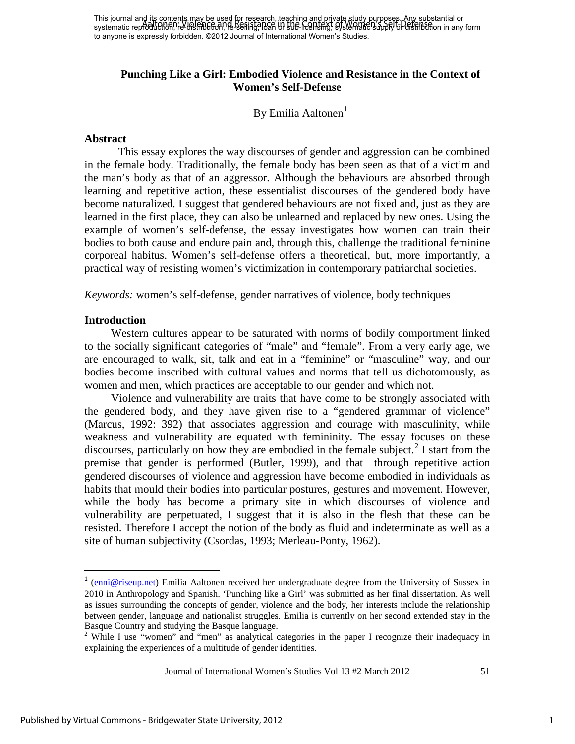This journal and its contents may be used for research, teaching and private study purposes. Any substantial or systematic reproduction, re-distribution, re-selling, loan or sub-licensing, systematic supply or distribution in any form to anyone is expressly forbidden. ©2012 Journal of International Women's Studies.

## Punching Like a Girl: Embodied Violence and Resistance in the Context of Women's Self-Defense

By Emilia Aaltonen[1]

### Abstract

This essay explores the way discourses of gender and aggression can be combined in the female body. Traditionally, the female body has been seen as that of a victim and the man's body as that of an aggressor. Although the behaviours are absorbed through learning and repetitive action, these essentialist discourses of the gendered body have become naturalized. I suggest that gendered behaviours are not fixed and, just as they are learned in the first place, they can also be unlearned and replaced by new ones. Using the example of women's self-defense, the essay investigates how women can train their bodies to both cause and endure pain and, through this, challenge the traditional feminine corporeal habitus. Women's self-defense offers a theoretical, but, more importantly, a practical way of resisting women's victimization in contemporary patriarchal societies.

*Keywords:* women's self-defense, gender narratives of violence, body techniques

### Introduction

Western cultures appear to be saturated with norms of bodily comportment linked to the socially significant categories of "male" and "female". From a very early age, we are encouraged to walk, sit, talk and eat in a "feminine" or "masculine" way, and our bodies become inscribed with cultural values and norms that tell us dichotomously, as women and men, which practices are acceptable to our gender and which not.

Violence and vulnerability are traits that have come to be strongly associated with the gendered body, and they have given rise to a "gendered grammar of violence" (Marcus, 1992: 392) that associates aggression and courage with masculinity, while weakness and vulnerability are equated with femininity. The essay focuses on these discourses, particularly on how they are embodied in the female subject.[2] I start from the premise that gender is performed (Butler, 1999), and that through repetitive action gendered discourses of violence and aggression have become embodied in individuals as habits that mould their bodies into particular postures, gestures and movement. However, while the body has become a primary site in which discourses of violence and vulnerability are perpetuated, I suggest that it is also in the flesh that these can be resisted. Therefore I accept the notion of the body as fluid and indeterminate as well as a site of human subjectivity (Csordas, 1993; Merleau-Ponty, 1962).

---

[1] (enni@riseup.net) Emilia Aaltonen received her undergraduate degree from the University of Sussex in 2010 in Anthropology and Spanish. 'Punching like a Girl' was submitted as her final dissertation. As well as issues surrounding the concepts of gender, violence and the body, her interests include the relationship between gender, language and nationalist struggles. Emilia is currently on her second extended stay in the Basque Country and studying the Basque language.

[2] While I use "women" and "men" as analytical categories in the paper I recognize their inadequacy in explaining the experiences of a multitude of gender identities.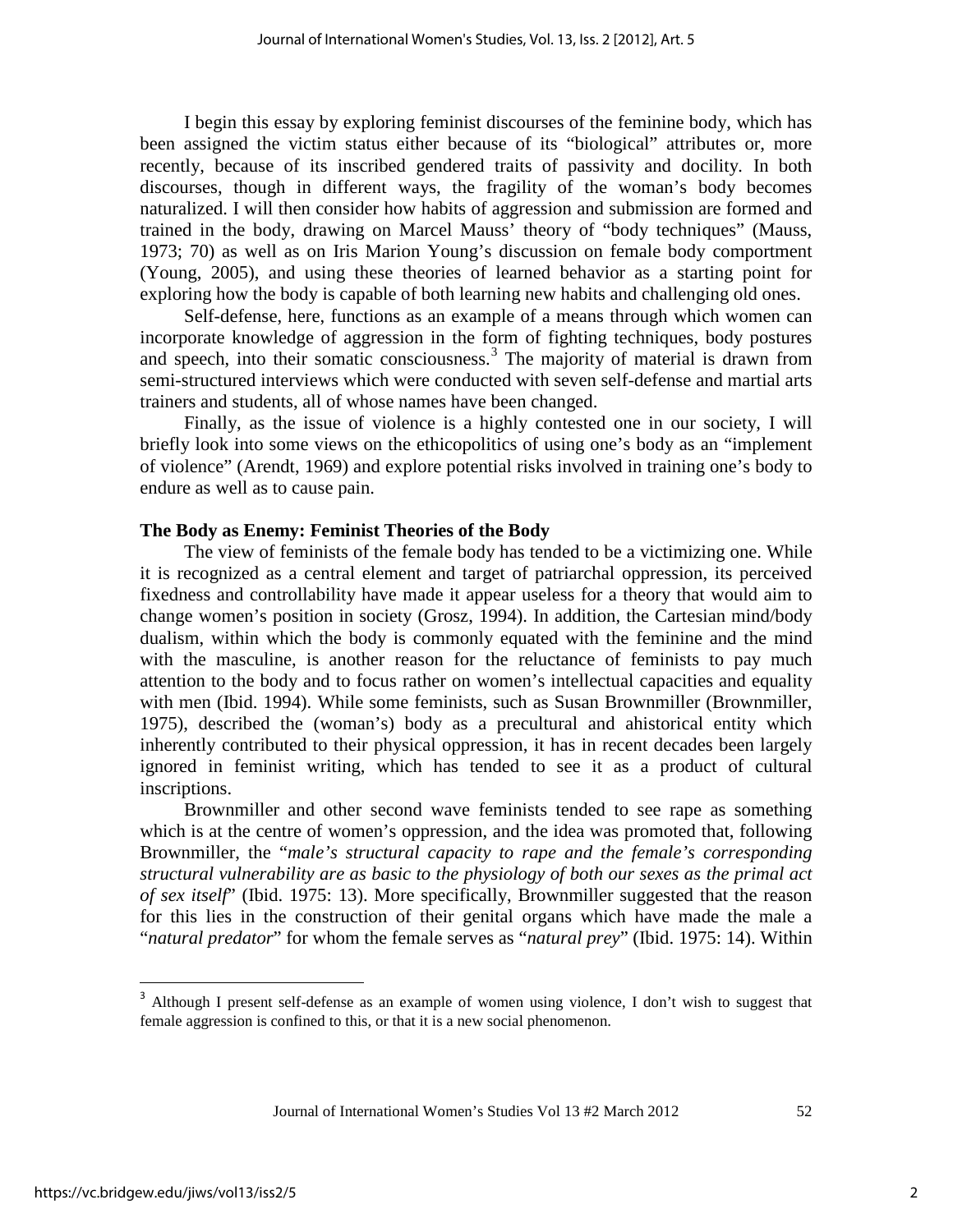I begin this essay by exploring feminist discourses of the feminine body, which has been assigned the victim status either because of its "biological" attributes or, more recently, because of its inscribed gendered traits of passivity and docility. In both discourses, though in different ways, the fragility of the woman's body becomes naturalized. I will then consider how habits of aggression and submission are formed and trained in the body, drawing on Marcel Mauss' theory of "body techniques" (Mauss, 1973; 70) as well as on Iris Marion Young's discussion on female body comportment (Young, 2005), and using these theories of learned behavior as a starting point for exploring how the body is capable of both learning new habits and challenging old ones.

Self-defense, here, functions as an example of a means through which women can incorporate knowledge of aggression in the form of fighting techniques, body postures and speech, into their somatic consciousness.[3] The majority of material is drawn from semi-structured interviews which were conducted with seven self-defense and martial arts trainers and students, all of whose names have been changed.

Finally, as the issue of violence is a highly contested one in our society, I will briefly look into some views on the ethicopolitics of using one's body as an "implement of violence" (Arendt, 1969) and explore potential risks involved in training one's body to endure as well as to cause pain.

**The Body as Enemy: Feminist Theories of the Body**

The view of feminists of the female body has tended to be a victimizing one. While it is recognized as a central element and target of patriarchal oppression, its perceived fixedness and controllability have made it appear useless for a theory that would aim to change women's position in society (Grosz, 1994). In addition, the Cartesian mind/body dualism, within which the body is commonly equated with the feminine and the mind with the masculine, is another reason for the reluctance of feminists to pay much attention to the body and to focus rather on women's intellectual capacities and equality with men (Ibid. 1994). While some feminists, such as Susan Brownmiller (Brownmiller, 1975), described the (woman's) body as a precultural and ahistorical entity which inherently contributed to their physical oppression, it has in recent decades been largely ignored in feminist writing, which has tended to see it as a product of cultural inscriptions.

Brownmiller and other second wave feminists tended to see rape as something which is at the centre of women's oppression, and the idea was promoted that, following Brownmiller, the "*male's structural capacity to rape and the female's corresponding structural vulnerability are as basic to the physiology of both our sexes as the primal act of sex itself*" (Ibid. 1975: 13). More specifically, Brownmiller suggested that the reason for this lies in the construction of their genital organs which have made the male a "*natural predator*" for whom the female serves as "*natural prey*" (Ibid. 1975: 14). Within

[3] Although I present self-defense as an example of women using violence, I don't wish to suggest that female aggression is confined to this, or that it is a new social phenomenon.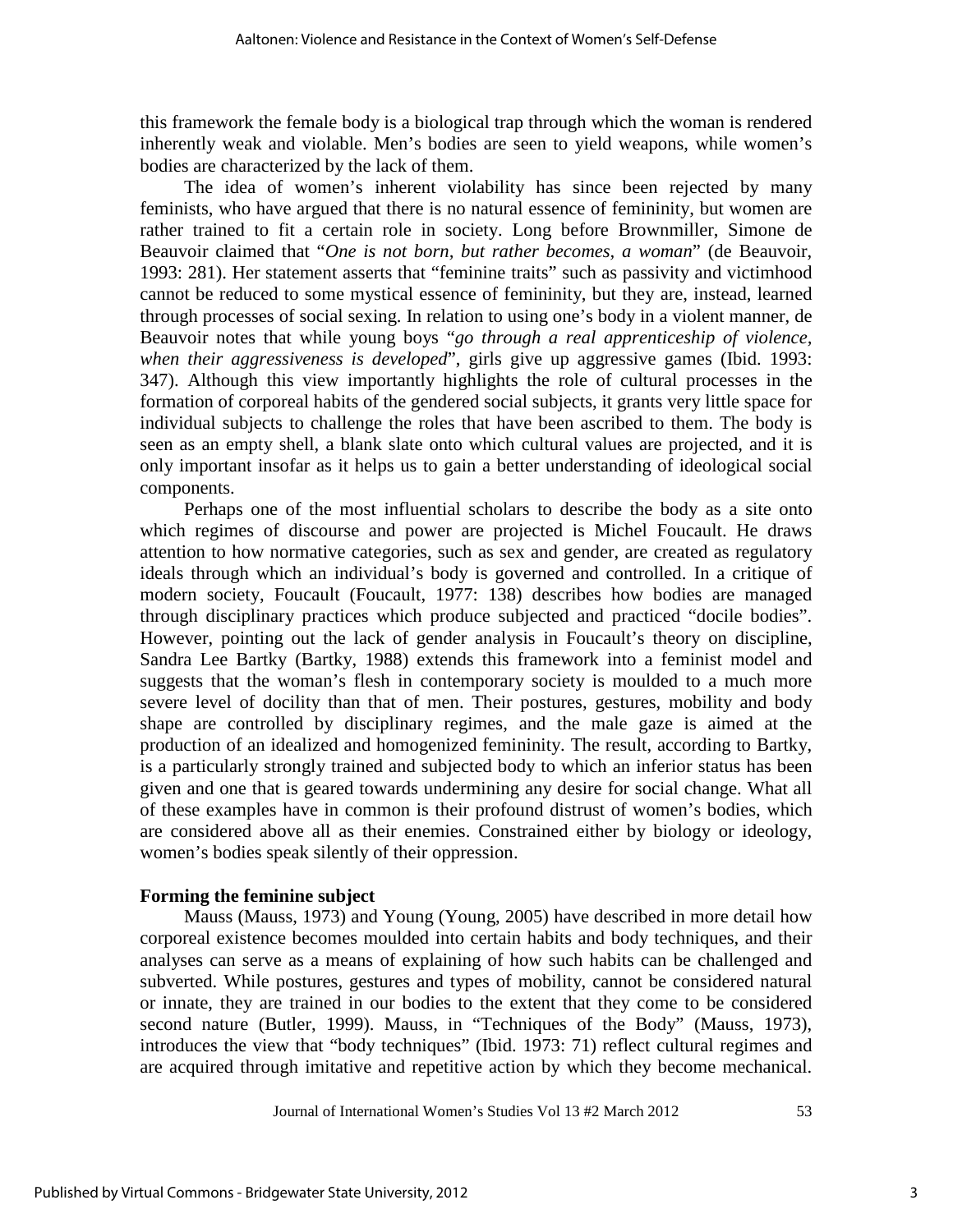this framework the female body is a biological trap through which the woman is rendered inherently weak and violable. Men's bodies are seen to yield weapons, while women's bodies are characterized by the lack of them.

The idea of women's inherent violability has since been rejected by many feminists, who have argued that there is no natural essence of femininity, but women are rather trained to fit a certain role in society. Long before Brownmiller, Simone de Beauvoir claimed that "*One is not born, but rather becomes, a woman*" (de Beauvoir, 1993: 281). Her statement asserts that "feminine traits" such as passivity and victimhood cannot be reduced to some mystical essence of femininity, but they are, instead, learned through processes of social sexing. In relation to using one's body in a violent manner, de Beauvoir notes that while young boys "*go through a real apprenticeship of violence, when their aggressiveness is developed*", girls give up aggressive games (Ibid. 1993: 347). Although this view importantly highlights the role of cultural processes in the formation of corporeal habits of the gendered social subjects, it grants very little space for individual subjects to challenge the roles that have been ascribed to them. The body is seen as an empty shell, a blank slate onto which cultural values are projected, and it is only important insofar as it helps us to gain a better understanding of ideological social components.

Perhaps one of the most influential scholars to describe the body as a site onto which regimes of discourse and power are projected is Michel Foucault. He draws attention to how normative categories, such as sex and gender, are created as regulatory ideals through which an individual's body is governed and controlled. In a critique of modern society, Foucault (Foucault, 1977: 138) describes how bodies are managed through disciplinary practices which produce subjected and practiced "docile bodies". However, pointing out the lack of gender analysis in Foucault's theory on discipline, Sandra Lee Bartky (Bartky, 1988) extends this framework into a feminist model and suggests that the woman's flesh in contemporary society is moulded to a much more severe level of docility than that of men. Their postures, gestures, mobility and body shape are controlled by disciplinary regimes, and the male gaze is aimed at the production of an idealized and homogenized femininity. The result, according to Bartky, is a particularly strongly trained and subjected body to which an inferior status has been given and one that is geared towards undermining any desire for social change. What all of these examples have in common is their profound distrust of women's bodies, which are considered above all as their enemies. Constrained either by biology or ideology, women's bodies speak silently of their oppression.

**Forming the feminine subject**

Mauss (Mauss, 1973) and Young (Young, 2005) have described in more detail how corporeal existence becomes moulded into certain habits and body techniques, and their analyses can serve as a means of explaining of how such habits can be challenged and subverted. While postures, gestures and types of mobility, cannot be considered natural or innate, they are trained in our bodies to the extent that they come to be considered second nature (Butler, 1999). Mauss, in "Techniques of the Body" (Mauss, 1973), introduces the view that "body techniques" (Ibid. 1973: 71) reflect cultural regimes and are acquired through imitative and repetitive action by which they become mechanical.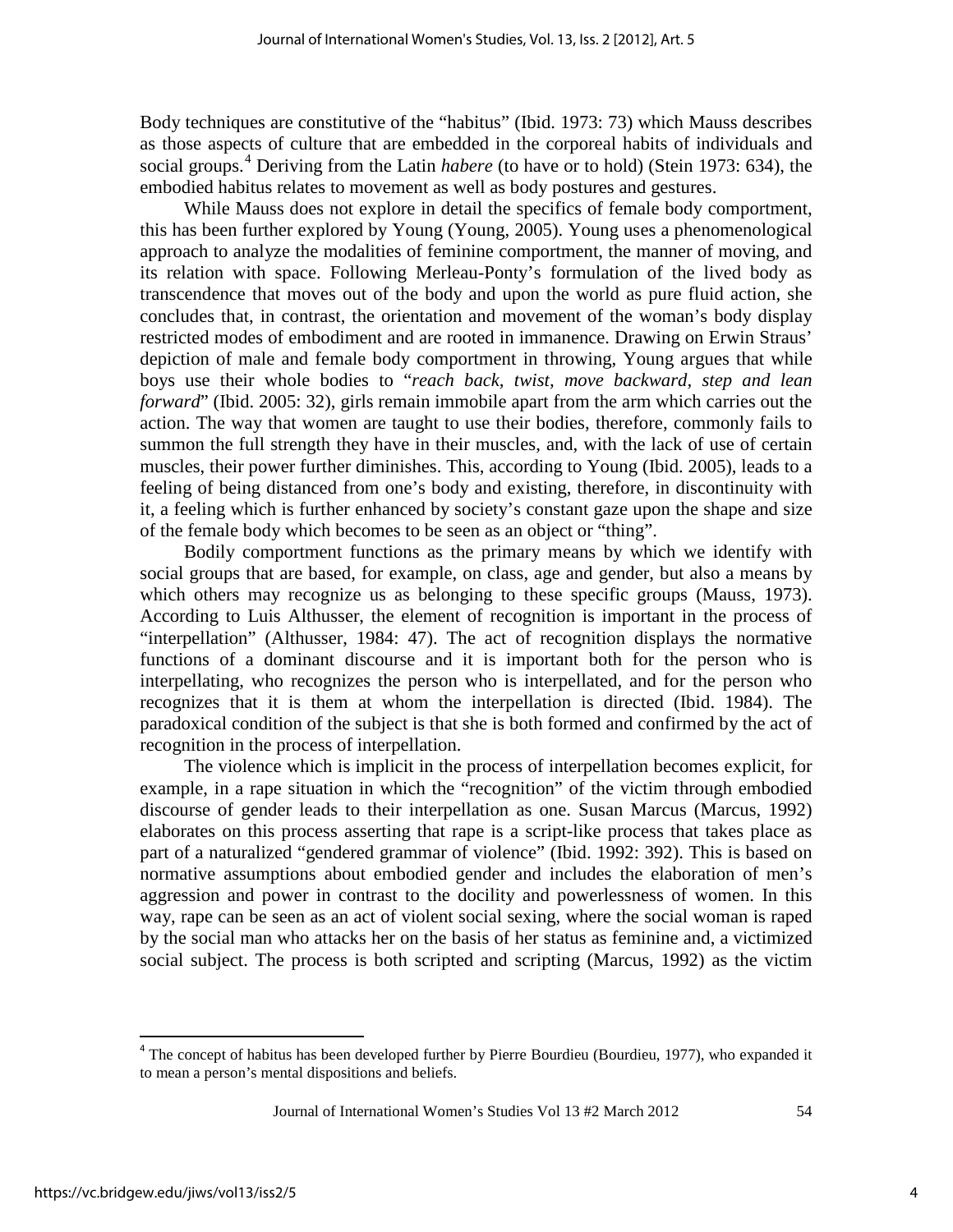Body techniques are constitutive of the "habitus" (Ibid. 1973: 73) which Mauss describes as those aspects of culture that are embedded in the corporeal habits of individuals and social groups.[4] Deriving from the Latin *habere* (to have or to hold) (Stein 1973: 634), the embodied habitus relates to movement as well as body postures and gestures.

While Mauss does not explore in detail the specifics of female body comportment, this has been further explored by Young (Young, 2005). Young uses a phenomenological approach to analyze the modalities of feminine comportment, the manner of moving, and its relation with space. Following Merleau-Ponty's formulation of the lived body as transcendence that moves out of the body and upon the world as pure fluid action, she concludes that, in contrast, the orientation and movement of the woman's body display restricted modes of embodiment and are rooted in immanence. Drawing on Erwin Straus' depiction of male and female body comportment in throwing, Young argues that while boys use their whole bodies to "*reach back, twist, move backward, step and lean forward*" (Ibid. 2005: 32), girls remain immobile apart from the arm which carries out the action. The way that women are taught to use their bodies, therefore, commonly fails to summon the full strength they have in their muscles, and, with the lack of use of certain muscles, their power further diminishes. This, according to Young (Ibid. 2005), leads to a feeling of being distanced from one's body and existing, therefore, in discontinuity with it, a feeling which is further enhanced by society's constant gaze upon the shape and size of the female body which becomes to be seen as an object or "thing".

Bodily comportment functions as the primary means by which we identify with social groups that are based, for example, on class, age and gender, but also a means by which others may recognize us as belonging to these specific groups (Mauss, 1973). According to Luis Althusser, the element of recognition is important in the process of "interpellation" (Althusser, 1984: 47). The act of recognition displays the normative functions of a dominant discourse and it is important both for the person who is interpellating, who recognizes the person who is interpellated, and for the person who recognizes that it is them at whom the interpellation is directed (Ibid. 1984). The paradoxical condition of the subject is that she is both formed and confirmed by the act of recognition in the process of interpellation.

The violence which is implicit in the process of interpellation becomes explicit, for example, in a rape situation in which the "recognition" of the victim through embodied discourse of gender leads to their interpellation as one. Susan Marcus (Marcus, 1992) elaborates on this process asserting that rape is a script-like process that takes place as part of a naturalized "gendered grammar of violence" (Ibid. 1992: 392). This is based on normative assumptions about embodied gender and includes the elaboration of men's aggression and power in contrast to the docility and powerlessness of women. In this way, rape can be seen as an act of violent social sexing, where the social woman is raped by the social man who attacks her on the basis of her status as feminine and, a victimized social subject. The process is both scripted and scripting (Marcus, 1992) as the victim

---

[4] The concept of habitus has been developed further by Pierre Bourdieu (Bourdieu, 1977), who expanded it to mean a person's mental dispositions and beliefs.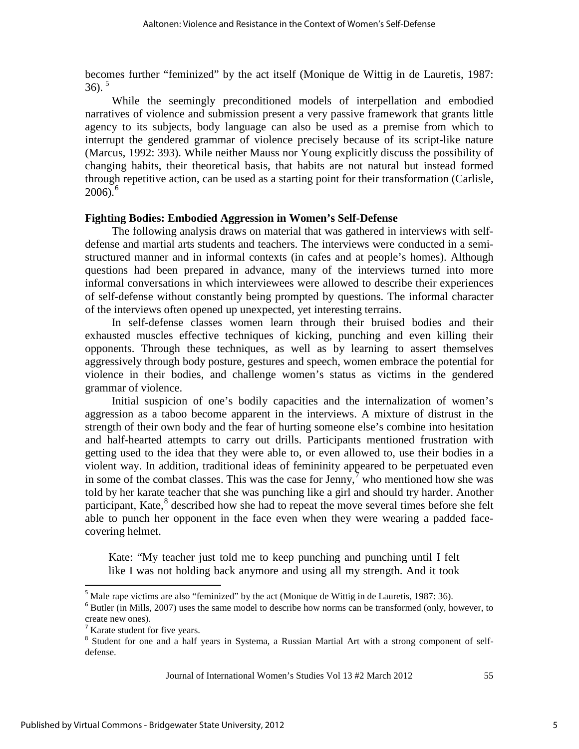becomes further "feminized" by the act itself (Monique de Wittig in de Lauretis, 1987: 36). [5]

While the seemingly preconditioned models of interpellation and embodied narratives of violence and submission present a very passive framework that grants little agency to its subjects, body language can also be used as a premise from which to interrupt the gendered grammar of violence precisely because of its script-like nature (Marcus, 1992: 393). While neither Mauss nor Young explicitly discuss the possibility of changing habits, their theoretical basis, that habits are not natural but instead formed through repetitive action, can be used as a starting point for their transformation (Carlisle, 2006).[6]

**Fighting Bodies: Embodied Aggression in Women's Self-Defense**

The following analysis draws on material that was gathered in interviews with self-defense and martial arts students and teachers. The interviews were conducted in a semi-structured manner and in informal contexts (in cafes and at people's homes). Although questions had been prepared in advance, many of the interviews turned into more informal conversations in which interviewees were allowed to describe their experiences of self-defense without constantly being prompted by questions. The informal character of the interviews often opened up unexpected, yet interesting terrains.

In self-defense classes women learn through their bruised bodies and their exhausted muscles effective techniques of kicking, punching and even killing their opponents. Through these techniques, as well as by learning to assert themselves aggressively through body posture, gestures and speech, women embrace the potential for violence in their bodies, and challenge women's status as victims in the gendered grammar of violence.

Initial suspicion of one's bodily capacities and the internalization of women's aggression as a taboo become apparent in the interviews. A mixture of distrust in the strength of their own body and the fear of hurting someone else's combine into hesitation and half-hearted attempts to carry out drills. Participants mentioned frustration with getting used to the idea that they were able to, or even allowed to, use their bodies in a violent way. In addition, traditional ideas of femininity appeared to be perpetuated even in some of the combat classes. This was the case for Jenny,[7] who mentioned how she was told by her karate teacher that she was punching like a girl and should try harder. Another participant, Kate,[8] described how she had to repeat the move several times before she felt able to punch her opponent in the face even when they were wearing a padded face-covering helmet.

> Kate: "My teacher just told me to keep punching and punching until I felt like I was not holding back anymore and using all my strength. And it took

[5] Male rape victims are also "feminized" by the act (Monique de Wittig in de Lauretis, 1987: 36).

[6] Butler (in Mills, 2007) uses the same model to describe how norms can be transformed (only, however, to create new ones).

[7] Karate student for five years.

[8] Student for one and a half years in Systema, a Russian Martial Art with a strong component of self-defense.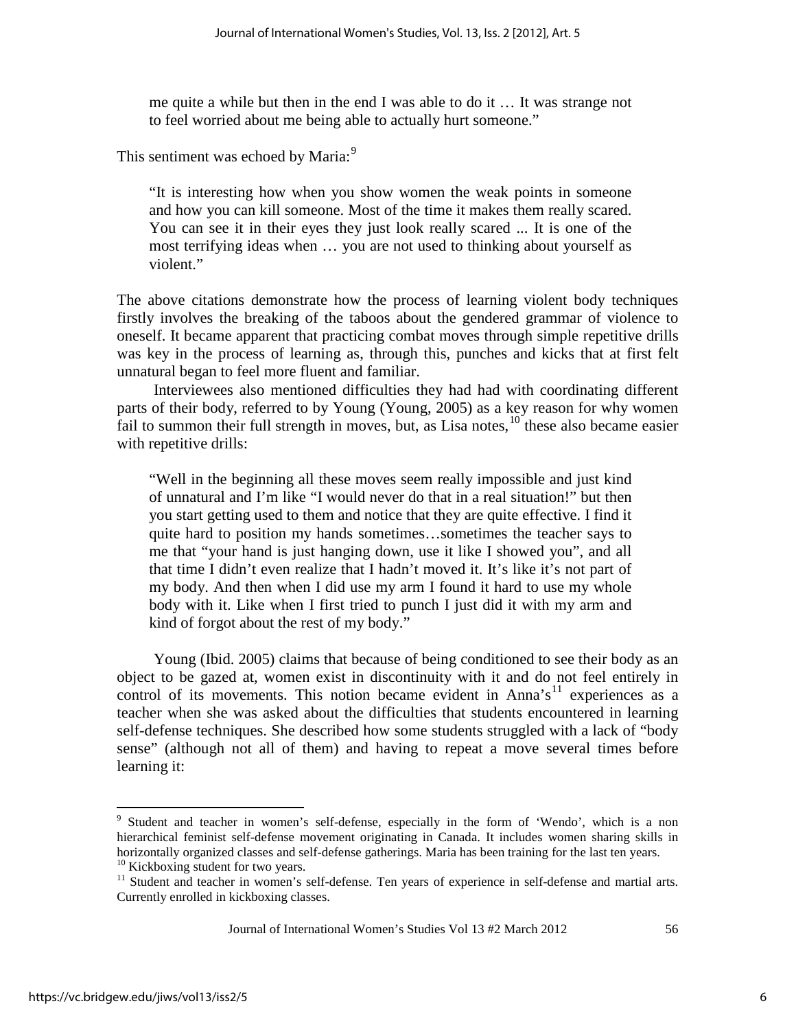me quite a while but then in the end I was able to do it … It was strange not to feel worried about me being able to actually hurt someone."

This sentiment was echoed by Maria:[9]

> "It is interesting how when you show women the weak points in someone and how you can kill someone. Most of the time it makes them really scared. You can see it in their eyes they just look really scared ... It is one of the most terrifying ideas when … you are not used to thinking about yourself as violent."

The above citations demonstrate how the process of learning violent body techniques firstly involves the breaking of the taboos about the gendered grammar of violence to oneself. It became apparent that practicing combat moves through simple repetitive drills was key in the process of learning as, through this, punches and kicks that at first felt unnatural began to feel more fluent and familiar.

Interviewees also mentioned difficulties they had had with coordinating different parts of their body, referred to by Young (Young, 2005) as a key reason for why women fail to summon their full strength in moves, but, as Lisa notes,[10] these also became easier with repetitive drills:

> "Well in the beginning all these moves seem really impossible and just kind of unnatural and I'm like "I would never do that in a real situation!" but then you start getting used to them and notice that they are quite effective. I find it quite hard to position my hands sometimes…sometimes the teacher says to me that "your hand is just hanging down, use it like I showed you", and all that time I didn't even realize that I hadn't moved it. It's like it's not part of my body. And then when I did use my arm I found it hard to use my whole body with it. Like when I first tried to punch I just did it with my arm and kind of forgot about the rest of my body."

Young (Ibid. 2005) claims that because of being conditioned to see their body as an object to be gazed at, women exist in discontinuity with it and do not feel entirely in control of its movements. This notion became evident in Anna's[11] experiences as a teacher when she was asked about the difficulties that students encountered in learning self-defense techniques. She described how some students struggled with a lack of "body sense" (although not all of them) and having to repeat a move several times before learning it:

---

[9] Student and teacher in women's self-defense, especially in the form of 'Wendo', which is a non hierarchical feminist self-defense movement originating in Canada. It includes women sharing skills in horizontally organized classes and self-defense gatherings. Maria has been training for the last ten years.

[10] Kickboxing student for two years.

[11] Student and teacher in women's self-defense. Ten years of experience in self-defense and martial arts. Currently enrolled in kickboxing classes.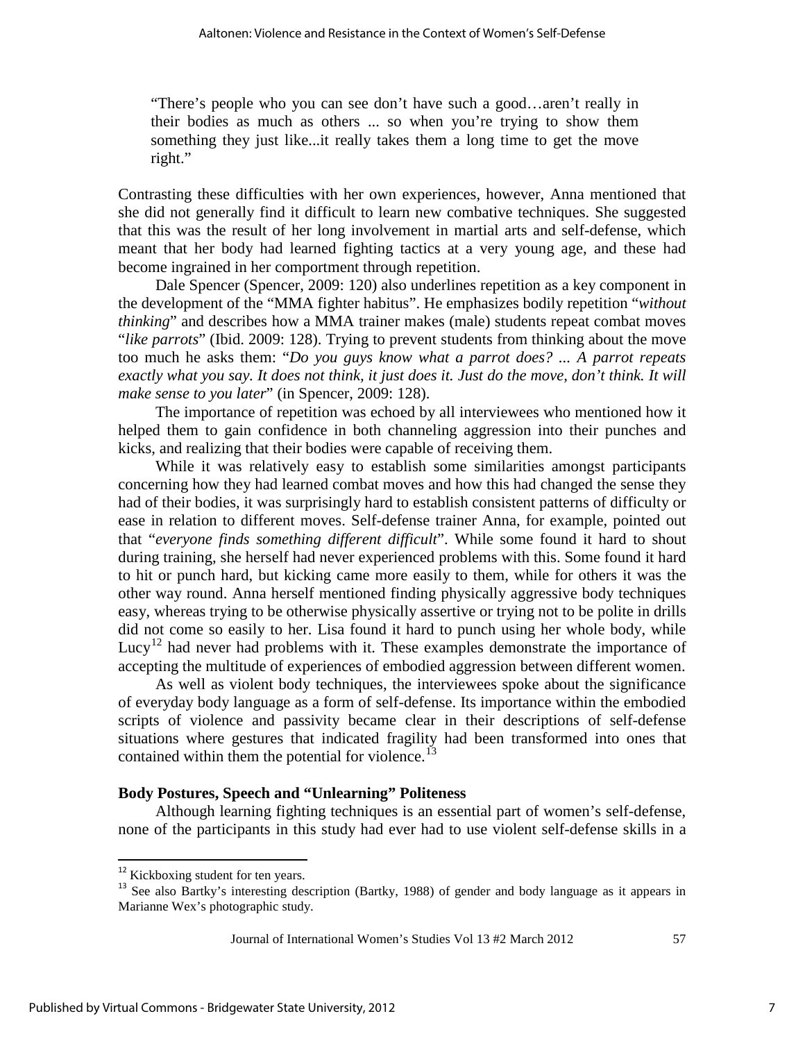> "There's people who you can see don't have such a good…aren't really in their bodies as much as others ... so when you're trying to show them something they just like...it really takes them a long time to get the move right."

Contrasting these difficulties with her own experiences, however, Anna mentioned that she did not generally find it difficult to learn new combative techniques. She suggested that this was the result of her long involvement in martial arts and self-defense, which meant that her body had learned fighting tactics at a very young age, and these had become ingrained in her comportment through repetition.

Dale Spencer (Spencer, 2009: 120) also underlines repetition as a key component in the development of the "MMA fighter habitus". He emphasizes bodily repetition "*without thinking*" and describes how a MMA trainer makes (male) students repeat combat moves "*like parrots*" (Ibid. 2009: 128). Trying to prevent students from thinking about the move too much he asks them: "*Do you guys know what a parrot does? ... A parrot repeats exactly what you say. It does not think, it just does it. Just do the move, don't think. It will make sense to you later*" (in Spencer, 2009: 128).

The importance of repetition was echoed by all interviewees who mentioned how it helped them to gain confidence in both channeling aggression into their punches and kicks, and realizing that their bodies were capable of receiving them.

While it was relatively easy to establish some similarities amongst participants concerning how they had learned combat moves and how this had changed the sense they had of their bodies, it was surprisingly hard to establish consistent patterns of difficulty or ease in relation to different moves. Self-defense trainer Anna, for example, pointed out that "*everyone finds something different difficult*". While some found it hard to shout during training, she herself had never experienced problems with this. Some found it hard to hit or punch hard, but kicking came more easily to them, while for others it was the other way round. Anna herself mentioned finding physically aggressive body techniques easy, whereas trying to be otherwise physically assertive or trying not to be polite in drills did not come so easily to her. Lisa found it hard to punch using her whole body, while Lucy[12] had never had problems with it. These examples demonstrate the importance of accepting the multitude of experiences of embodied aggression between different women.

As well as violent body techniques, the interviewees spoke about the significance of everyday body language as a form of self-defense. Its importance within the embodied scripts of violence and passivity became clear in their descriptions of self-defense situations where gestures that indicated fragility had been transformed into ones that contained within them the potential for violence.[13]

### Body Postures, Speech and "Unlearning" Politeness

Although learning fighting techniques is an essential part of women's self-defense, none of the participants in this study had ever had to use violent self-defense skills in a

---

[12] Kickboxing student for ten years.

[13] See also Bartky's interesting description (Bartky, 1988) of gender and body language as it appears in Marianne Wex's photographic study.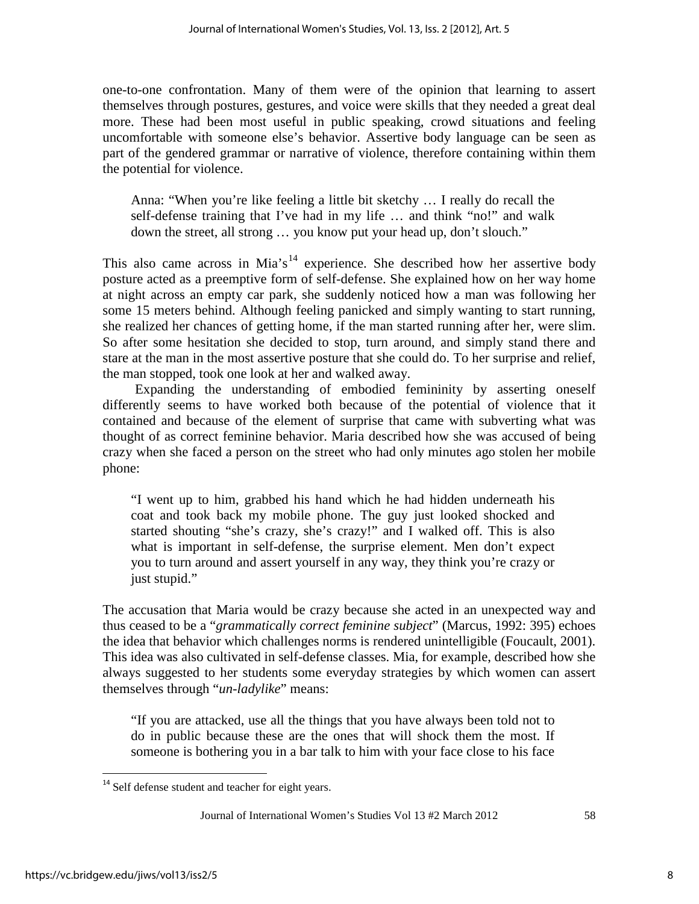one-to-one confrontation. Many of them were of the opinion that learning to assert themselves through postures, gestures, and voice were skills that they needed a great deal more. These had been most useful in public speaking, crowd situations and feeling uncomfortable with someone else's behavior. Assertive body language can be seen as part of the gendered grammar or narrative of violence, therefore containing within them the potential for violence.

> Anna: "When you're like feeling a little bit sketchy … I really do recall the self-defense training that I've had in my life … and think "no!" and walk down the street, all strong … you know put your head up, don't slouch."

This also came across in Mia's[14] experience. She described how her assertive body posture acted as a preemptive form of self-defense. She explained how on her way home at night across an empty car park, she suddenly noticed how a man was following her some 15 meters behind. Although feeling panicked and simply wanting to start running, she realized her chances of getting home, if the man started running after her, were slim. So after some hesitation she decided to stop, turn around, and simply stand there and stare at the man in the most assertive posture that she could do. To her surprise and relief, the man stopped, took one look at her and walked away.

Expanding the understanding of embodied femininity by asserting oneself differently seems to have worked both because of the potential of violence that it contained and because of the element of surprise that came with subverting what was thought of as correct feminine behavior. Maria described how she was accused of being crazy when she faced a person on the street who had only minutes ago stolen her mobile phone:

> "I went up to him, grabbed his hand which he had hidden underneath his coat and took back my mobile phone. The guy just looked shocked and started shouting "she's crazy, she's crazy!" and I walked off. This is also what is important in self-defense, the surprise element. Men don't expect you to turn around and assert yourself in any way, they think you're crazy or just stupid."

The accusation that Maria would be crazy because she acted in an unexpected way and thus ceased to be a "*grammatically correct feminine subject*" (Marcus, 1992: 395) echoes the idea that behavior which challenges norms is rendered unintelligible (Foucault, 2001). This idea was also cultivated in self-defense classes. Mia, for example, described how she always suggested to her students some everyday strategies by which women can assert themselves through "*un-ladylike*" means:

> "If you are attacked, use all the things that you have always been told not to do in public because these are the ones that will shock them the most. If someone is bothering you in a bar talk to him with your face close to his face

[14] Self defense student and teacher for eight years.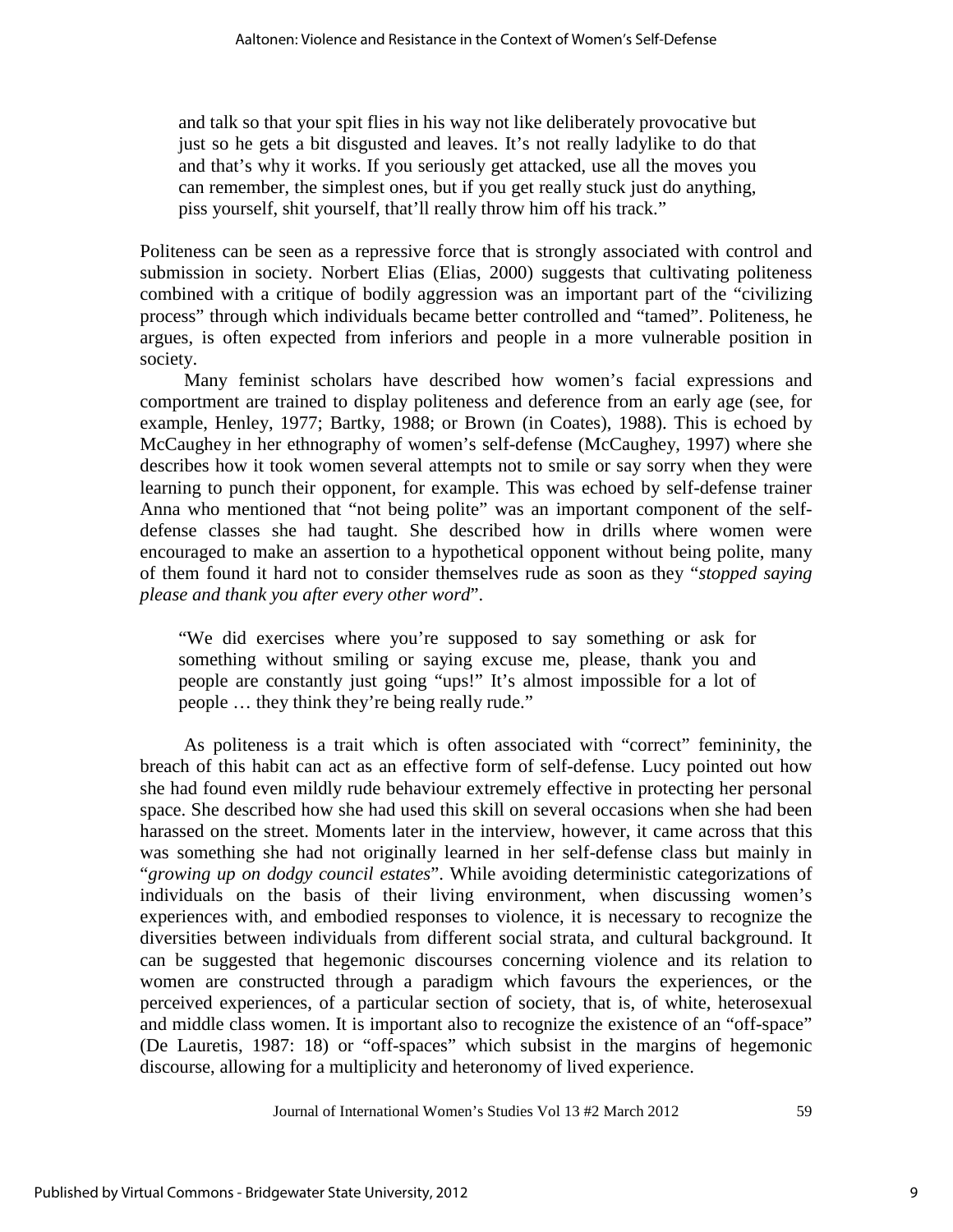> and talk so that your spit flies in his way not like deliberately provocative but just so he gets a bit disgusted and leaves. It's not really ladylike to do that and that's why it works. If you seriously get attacked, use all the moves you can remember, the simplest ones, but if you get really stuck just do anything, piss yourself, shit yourself, that'll really throw him off his track."

Politeness can be seen as a repressive force that is strongly associated with control and submission in society. Norbert Elias (Elias, 2000) suggests that cultivating politeness combined with a critique of bodily aggression was an important part of the "civilizing process" through which individuals became better controlled and "tamed". Politeness, he argues, is often expected from inferiors and people in a more vulnerable position in society.

Many feminist scholars have described how women's facial expressions and comportment are trained to display politeness and deference from an early age (see, for example, Henley, 1977; Bartky, 1988; or Brown (in Coates), 1988). This is echoed by McCaughey in her ethnography of women's self-defense (McCaughey, 1997) where she describes how it took women several attempts not to smile or say sorry when they were learning to punch their opponent, for example. This was echoed by self-defense trainer Anna who mentioned that "not being polite" was an important component of the self-defense classes she had taught. She described how in drills where women were encouraged to make an assertion to a hypothetical opponent without being polite, many of them found it hard not to consider themselves rude as soon as they "*stopped saying please and thank you after every other word*".

> "We did exercises where you're supposed to say something or ask for something without smiling or saying excuse me, please, thank you and people are constantly just going "ups!" It's almost impossible for a lot of people … they think they're being really rude."

As politeness is a trait which is often associated with "correct" femininity, the breach of this habit can act as an effective form of self-defense. Lucy pointed out how she had found even mildly rude behaviour extremely effective in protecting her personal space. She described how she had used this skill on several occasions when she had been harassed on the street. Moments later in the interview, however, it came across that this was something she had not originally learned in her self-defense class but mainly in "*growing up on dodgy council estates*". While avoiding deterministic categorizations of individuals on the basis of their living environment, when discussing women's experiences with, and embodied responses to violence, it is necessary to recognize the diversities between individuals from different social strata, and cultural background. It can be suggested that hegemonic discourses concerning violence and its relation to women are constructed through a paradigm which favours the experiences, or the perceived experiences, of a particular section of society, that is, of white, heterosexual and middle class women. It is important also to recognize the existence of an "off-space" (De Lauretis, 1987: 18) or "off-spaces" which subsist in the margins of hegemonic discourse, allowing for a multiplicity and heteronomy of lived experience.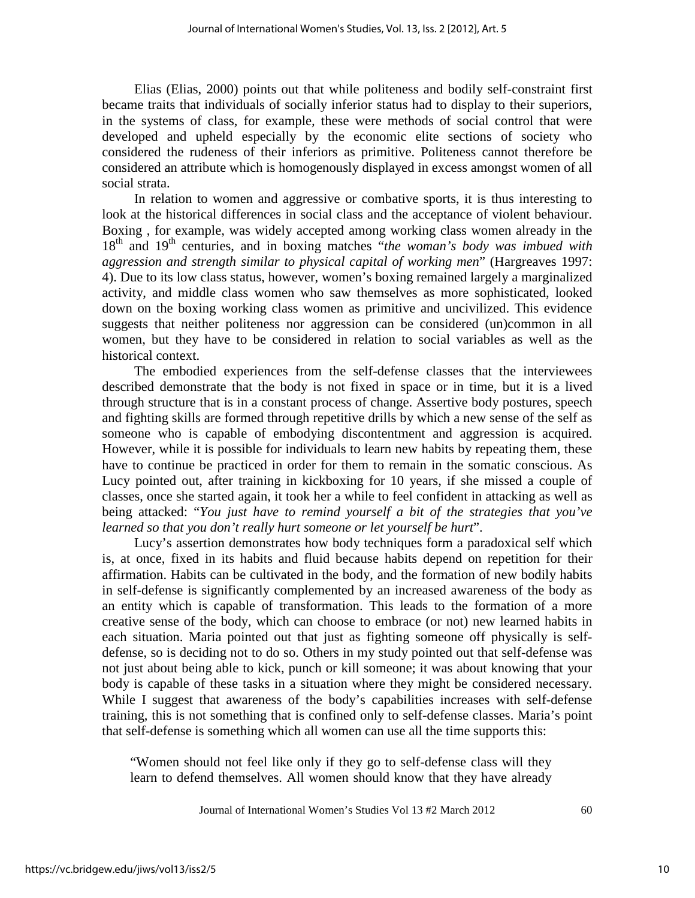Elias (Elias, 2000) points out that while politeness and bodily self-constraint first became traits that individuals of socially inferior status had to display to their superiors, in the systems of class, for example, these were methods of social control that were developed and upheld especially by the economic elite sections of society who considered the rudeness of their inferiors as primitive. Politeness cannot therefore be considered an attribute which is homogenously displayed in excess amongst women of all social strata.

In relation to women and aggressive or combative sports, it is thus interesting to look at the historical differences in social class and the acceptance of violent behaviour. Boxing , for example, was widely accepted among working class women already in the 18th and 19th centuries, and in boxing matches "*the woman's body was imbued with aggression and strength similar to physical capital of working men*" (Hargreaves 1997: 4). Due to its low class status, however, women's boxing remained largely a marginalized activity, and middle class women who saw themselves as more sophisticated, looked down on the boxing working class women as primitive and uncivilized. This evidence suggests that neither politeness nor aggression can be considered (un)common in all women, but they have to be considered in relation to social variables as well as the historical context.

The embodied experiences from the self-defense classes that the interviewees described demonstrate that the body is not fixed in space or in time, but it is a lived through structure that is in a constant process of change. Assertive body postures, speech and fighting skills are formed through repetitive drills by which a new sense of the self as someone who is capable of embodying discontentment and aggression is acquired. However, while it is possible for individuals to learn new habits by repeating them, these have to continue be practiced in order for them to remain in the somatic conscious. As Lucy pointed out, after training in kickboxing for 10 years, if she missed a couple of classes, once she started again, it took her a while to feel confident in attacking as well as being attacked: "*You just have to remind yourself a bit of the strategies that you've learned so that you don't really hurt someone or let yourself be hurt*".

Lucy's assertion demonstrates how body techniques form a paradoxical self which is, at once, fixed in its habits and fluid because habits depend on repetition for their affirmation. Habits can be cultivated in the body, and the formation of new bodily habits in self-defense is significantly complemented by an increased awareness of the body as an entity which is capable of transformation. This leads to the formation of a more creative sense of the body, which can choose to embrace (or not) new learned habits in each situation. Maria pointed out that just as fighting someone off physically is self-defense, so is deciding not to do so. Others in my study pointed out that self-defense was not just about being able to kick, punch or kill someone; it was about knowing that your body is capable of these tasks in a situation where they might be considered necessary. While I suggest that awareness of the body's capabilities increases with self-defense training, this is not something that is confined only to self-defense classes. Maria's point that self-defense is something which all women can use all the time supports this:

> "Women should not feel like only if they go to self-defense class will they learn to defend themselves. All women should know that they have already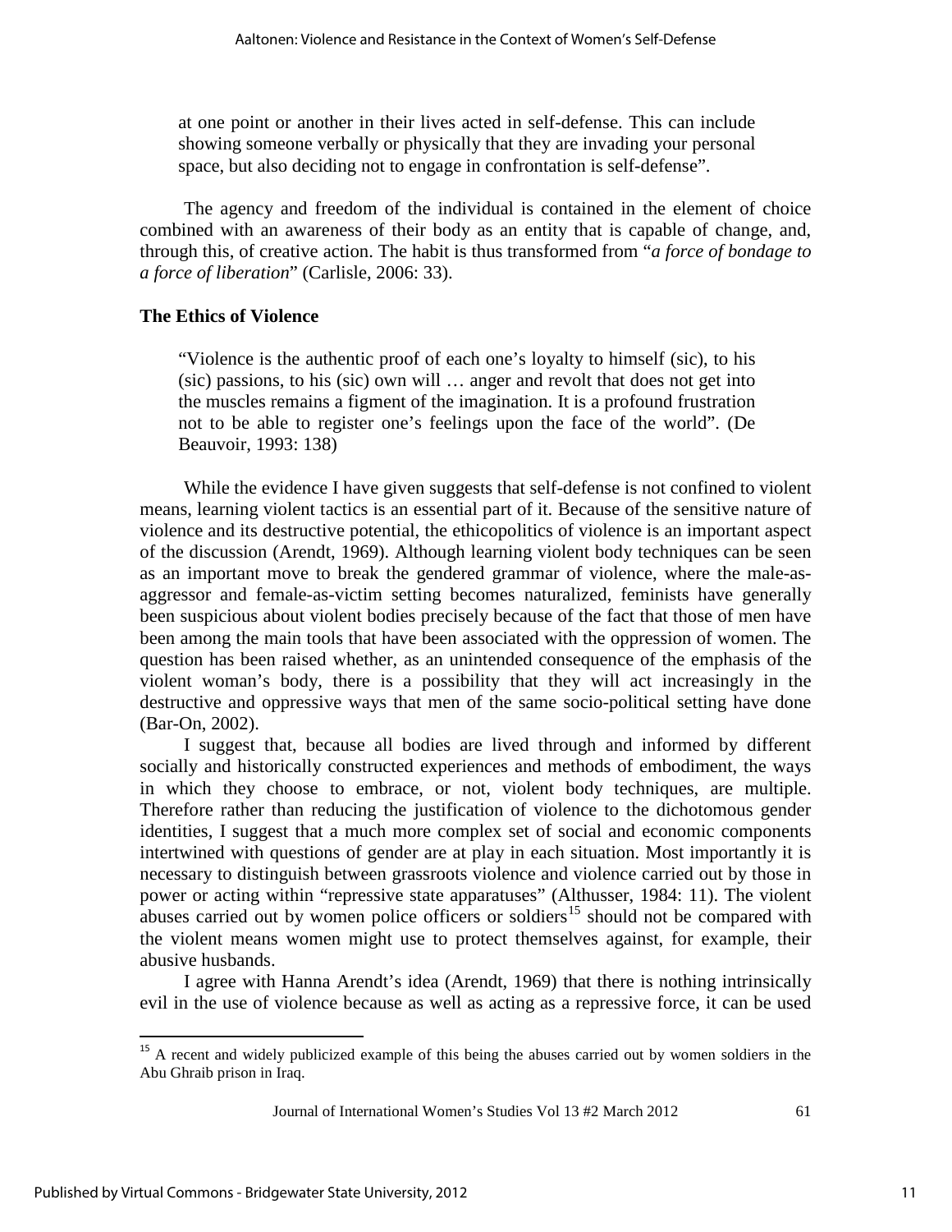> at one point or another in their lives acted in self-defense. This can include showing someone verbally or physically that they are invading your personal space, but also deciding not to engage in confrontation is self-defense".

The agency and freedom of the individual is contained in the element of choice combined with an awareness of their body as an entity that is capable of change, and, through this, of creative action. The habit is thus transformed from "*a force of bondage to a force of liberation*" (Carlisle, 2006: 33).

### The Ethics of Violence

> "Violence is the authentic proof of each one's loyalty to himself (sic), to his (sic) passions, to his (sic) own will … anger and revolt that does not get into the muscles remains a figment of the imagination. It is a profound frustration not to be able to register one's feelings upon the face of the world". (De Beauvoir, 1993: 138)

While the evidence I have given suggests that self-defense is not confined to violent means, learning violent tactics is an essential part of it. Because of the sensitive nature of violence and its destructive potential, the ethicopolitics of violence is an important aspect of the discussion (Arendt, 1969). Although learning violent body techniques can be seen as an important move to break the gendered grammar of violence, where the male-as-aggressor and female-as-victim setting becomes naturalized, feminists have generally been suspicious about violent bodies precisely because of the fact that those of men have been among the main tools that have been associated with the oppression of women. The question has been raised whether, as an unintended consequence of the emphasis of the violent woman's body, there is a possibility that they will act increasingly in the destructive and oppressive ways that men of the same socio-political setting have done (Bar-On, 2002).

I suggest that, because all bodies are lived through and informed by different socially and historically constructed experiences and methods of embodiment, the ways in which they choose to embrace, or not, violent body techniques, are multiple. Therefore rather than reducing the justification of violence to the dichotomous gender identities, I suggest that a much more complex set of social and economic components intertwined with questions of gender are at play in each situation. Most importantly it is necessary to distinguish between grassroots violence and violence carried out by those in power or acting within "repressive state apparatuses" (Althusser, 1984: 11). The violent abuses carried out by women police officers or soldiers[15] should not be compared with the violent means women might use to protect themselves against, for example, their abusive husbands.

I agree with Hanna Arendt's idea (Arendt, 1969) that there is nothing intrinsically evil in the use of violence because as well as acting as a repressive force, it can be used

---

[15] A recent and widely publicized example of this being the abuses carried out by women soldiers in the Abu Ghraib prison in Iraq.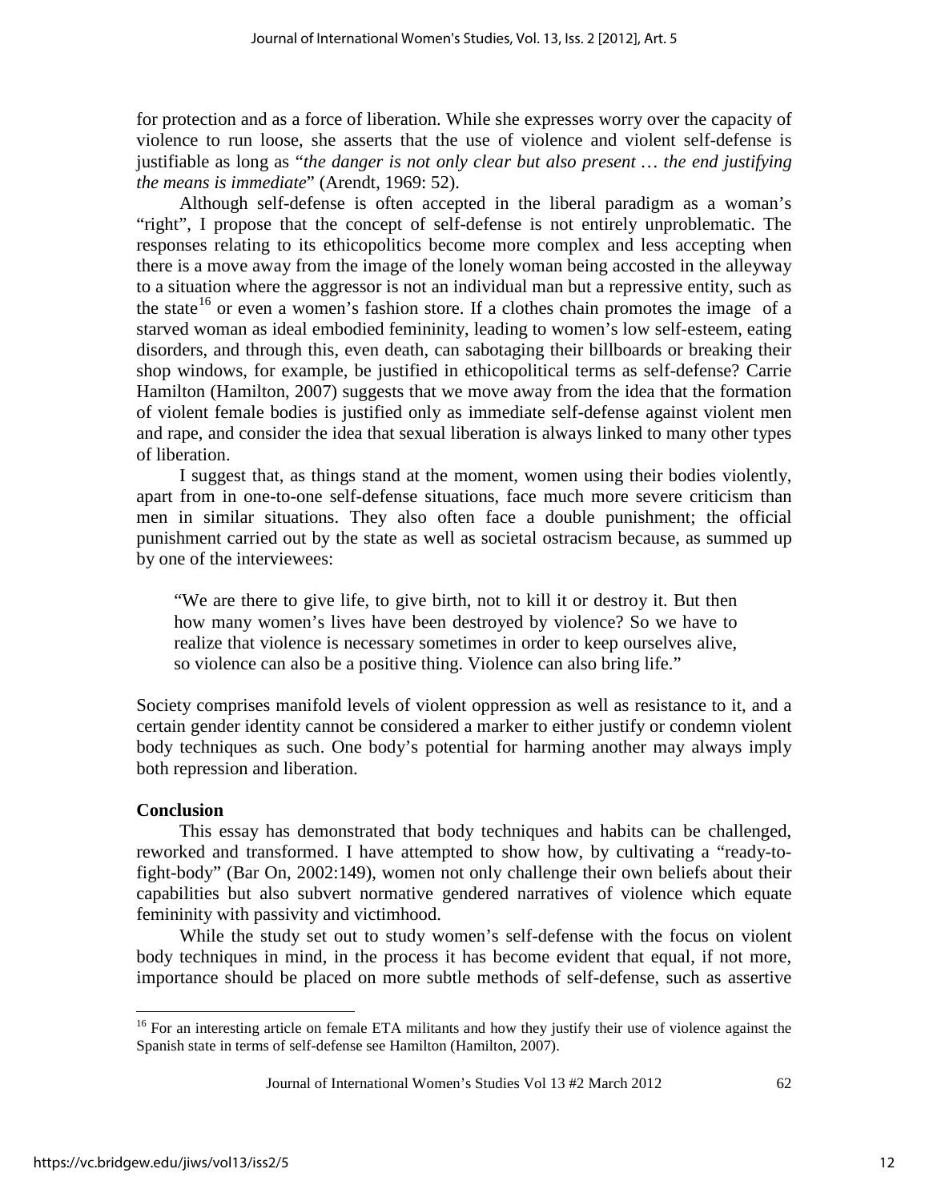for protection and as a force of liberation. While she expresses worry over the capacity of violence to run loose, she asserts that the use of violence and violent self-defense is justifiable as long as "*the danger is not only clear but also present … the end justifying the means is immediate*" (Arendt, 1969: 52).

Although self-defense is often accepted in the liberal paradigm as a woman's "right", I propose that the concept of self-defense is not entirely unproblematic. The responses relating to its ethicopolitics become more complex and less accepting when there is a move away from the image of the lonely woman being accosted in the alleyway to a situation where the aggressor is not an individual man but a repressive entity, such as the state[16] or even a women's fashion store. If a clothes chain promotes the image of a starved woman as ideal embodied femininity, leading to women's low self-esteem, eating disorders, and through this, even death, can sabotaging their billboards or breaking their shop windows, for example, be justified in ethicopolitical terms as self-defense? Carrie Hamilton (Hamilton, 2007) suggests that we move away from the idea that the formation of violent female bodies is justified only as immediate self-defense against violent men and rape, and consider the idea that sexual liberation is always linked to many other types of liberation.

I suggest that, as things stand at the moment, women using their bodies violently, apart from in one-to-one self-defense situations, face much more severe criticism than men in similar situations. They also often face a double punishment; the official punishment carried out by the state as well as societal ostracism because, as summed up by one of the interviewees:

> "We are there to give life, to give birth, not to kill it or destroy it. But then how many women's lives have been destroyed by violence? So we have to realize that violence is necessary sometimes in order to keep ourselves alive, so violence can also be a positive thing. Violence can also bring life."

Society comprises manifold levels of violent oppression as well as resistance to it, and a certain gender identity cannot be considered a marker to either justify or condemn violent body techniques as such. One body's potential for harming another may always imply both repression and liberation.

**Conclusion**

This essay has demonstrated that body techniques and habits can be challenged, reworked and transformed. I have attempted to show how, by cultivating a "ready-to-fight-body" (Bar On, 2002:149), women not only challenge their own beliefs about their capabilities but also subvert normative gendered narratives of violence which equate femininity with passivity and victimhood.

While the study set out to study women's self-defense with the focus on violent body techniques in mind, in the process it has become evident that equal, if not more, importance should be placed on more subtle methods of self-defense, such as assertive

[16] For an interesting article on female ETA militants and how they justify their use of violence against the Spanish state in terms of self-defense see Hamilton (Hamilton, 2007).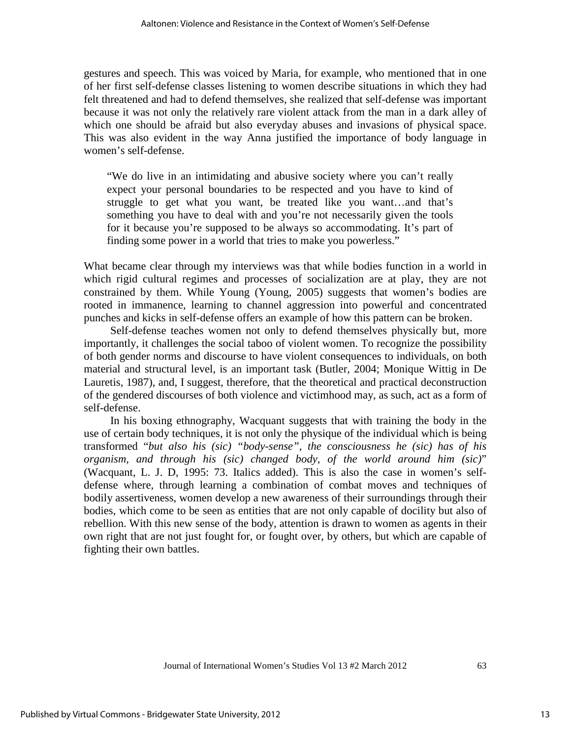gestures and speech. This was voiced by Maria, for example, who mentioned that in one of her first self-defense classes listening to women describe situations in which they had felt threatened and had to defend themselves, she realized that self-defense was important because it was not only the relatively rare violent attack from the man in a dark alley of which one should be afraid but also everyday abuses and invasions of physical space. This was also evident in the way Anna justified the importance of body language in women's self-defense.

> "We do live in an intimidating and abusive society where you can't really expect your personal boundaries to be respected and you have to kind of struggle to get what you want, be treated like you want…and that's something you have to deal with and you're not necessarily given the tools for it because you're supposed to be always so accommodating. It's part of finding some power in a world that tries to make you powerless."

What became clear through my interviews was that while bodies function in a world in which rigid cultural regimes and processes of socialization are at play, they are not constrained by them. While Young (Young, 2005) suggests that women's bodies are rooted in immanence, learning to channel aggression into powerful and concentrated punches and kicks in self-defense offers an example of how this pattern can be broken.

Self-defense teaches women not only to defend themselves physically but, more importantly, it challenges the social taboo of violent women. To recognize the possibility of both gender norms and discourse to have violent consequences to individuals, on both material and structural level, is an important task (Butler, 2004; Monique Wittig in De Lauretis, 1987), and, I suggest, therefore, that the theoretical and practical deconstruction of the gendered discourses of both violence and victimhood may, as such, act as a form of self-defense.

In his boxing ethnography, Wacquant suggests that with training the body in the use of certain body techniques, it is not only the physique of the individual which is being transformed "*but also his (sic) "body-sense", the consciousness he (sic) has of his organism, and through his (sic) changed body, of the world around him (sic)*" (Wacquant, L. J. D, 1995: 73. Italics added). This is also the case in women's self-defense where, through learning a combination of combat moves and techniques of bodily assertiveness, women develop a new awareness of their surroundings through their bodies, which come to be seen as entities that are not only capable of docility but also of rebellion. With this new sense of the body, attention is drawn to women as agents in their own right that are not just fought for, or fought over, by others, but which are capable of fighting their own battles.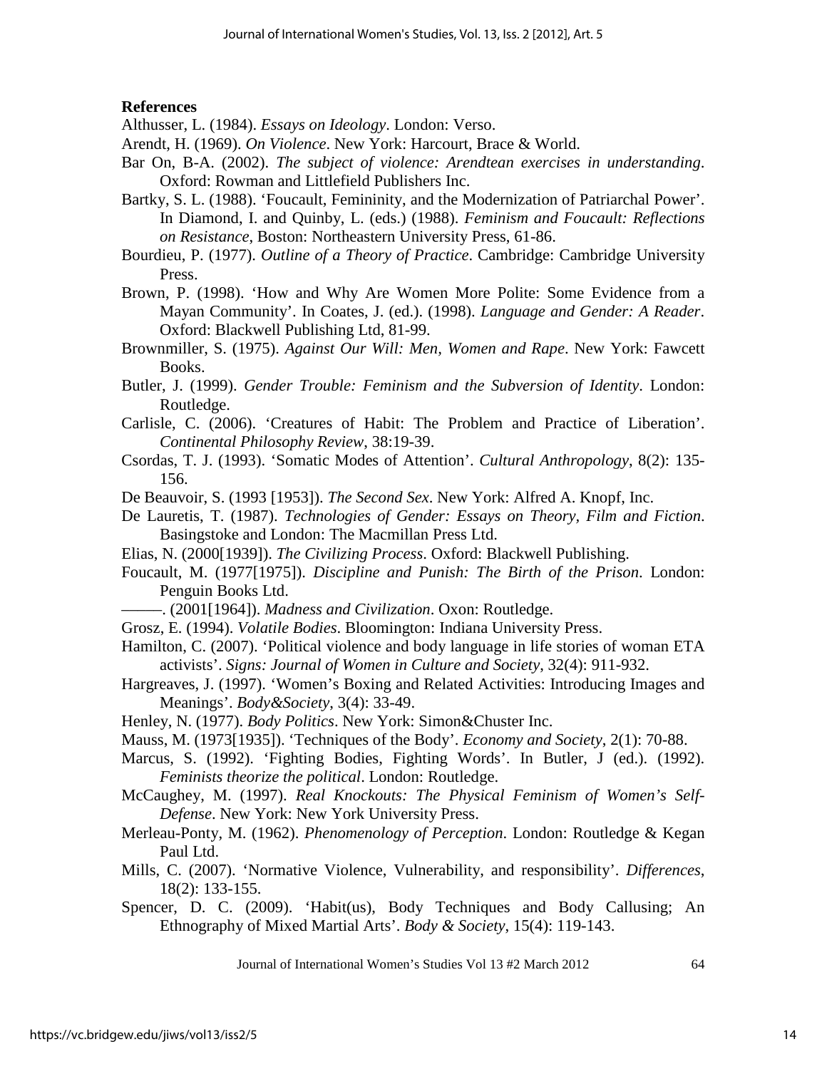**References**

Althusser, L. (1984). *Essays on Ideology*. London: Verso.

Arendt, H. (1969). *On Violence*. New York: Harcourt, Brace & World.

Bar On, B-A. (2002). *The subject of violence: Arendtean exercises in understanding*. Oxford: Rowman and Littlefield Publishers Inc.

Bartky, S. L. (1988). 'Foucault, Femininity, and the Modernization of Patriarchal Power'. In Diamond, I. and Quinby, L. (eds.) (1988). *Feminism and Foucault: Reflections on Resistance*, Boston: Northeastern University Press, 61-86.

Bourdieu, P. (1977). *Outline of a Theory of Practice*. Cambridge: Cambridge University Press.

Brown, P. (1998). 'How and Why Are Women More Polite: Some Evidence from a Mayan Community'. In Coates, J. (ed.). (1998). *Language and Gender: A Reader*. Oxford: Blackwell Publishing Ltd, 81-99.

Brownmiller, S. (1975). *Against Our Will: Men, Women and Rape*. New York: Fawcett Books.

Butler, J. (1999). *Gender Trouble: Feminism and the Subversion of Identity*. London: Routledge.

Carlisle, C. (2006). 'Creatures of Habit: The Problem and Practice of Liberation'. *Continental Philosophy Review*, 38:19-39.

Csordas, T. J. (1993). 'Somatic Modes of Attention'. *Cultural Anthropology*, 8(2): 135-156.

De Beauvoir, S. (1993 [1953]). *The Second Sex*. New York: Alfred A. Knopf, Inc.

De Lauretis, T. (1987). *Technologies of Gender: Essays on Theory, Film and Fiction*. Basingstoke and London: The Macmillan Press Ltd.

Elias, N. (2000[1939]). *The Civilizing Process*. Oxford: Blackwell Publishing.

Foucault, M. (1977[1975]). *Discipline and Punish: The Birth of the Prison*. London: Penguin Books Ltd.

———. (2001[1964]). *Madness and Civilization*. Oxon: Routledge.

Grosz, E. (1994). *Volatile Bodies*. Bloomington: Indiana University Press.

Hamilton, C. (2007). 'Political violence and body language in life stories of woman ETA activists'. *Signs: Journal of Women in Culture and Society*, 32(4): 911-932.

Hargreaves, J. (1997). 'Women's Boxing and Related Activities: Introducing Images and Meanings'. *Body&Society*, 3(4): 33-49.

Henley, N. (1977). *Body Politics*. New York: Simon&Chuster Inc.

Mauss, M. (1973[1935]). 'Techniques of the Body'. *Economy and Society*, 2(1): 70-88.

Marcus, S. (1992). 'Fighting Bodies, Fighting Words'. In Butler, J (ed.). (1992). *Feminists theorize the political*. London: Routledge.

McCaughey, M. (1997). *Real Knockouts: The Physical Feminism of Women's Self-Defense*. New York: New York University Press.

Merleau-Ponty, M. (1962). *Phenomenology of Perception*. London: Routledge & Kegan Paul Ltd.

Mills, C. (2007). 'Normative Violence, Vulnerability, and responsibility'. *Differences*, 18(2): 133-155.

Spencer, D. C. (2009). 'Habit(us), Body Techniques and Body Callusing; An Ethnography of Mixed Martial Arts'. *Body & Society*, 15(4): 119-143.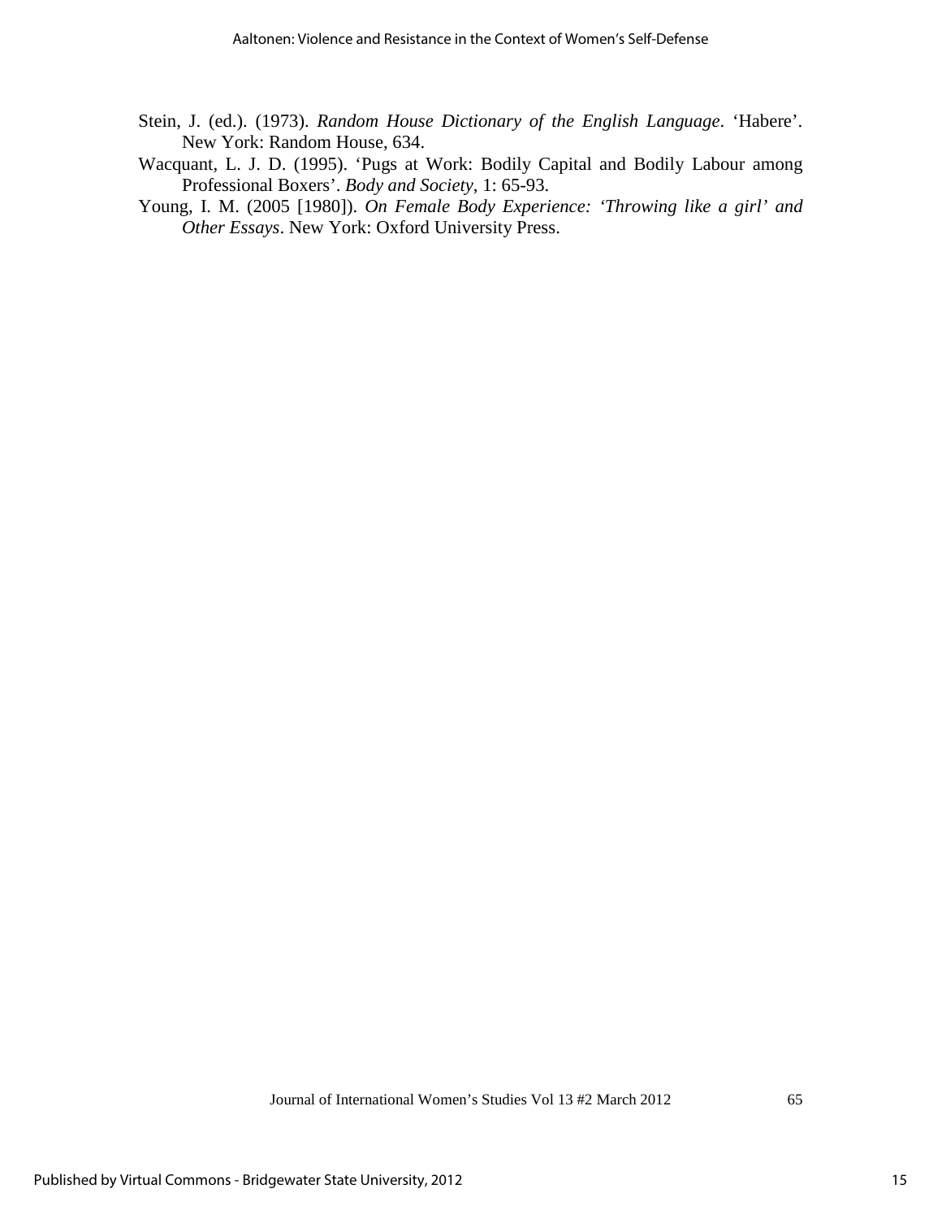Stein, J. (ed.). (1973). *Random House Dictionary of the English Language*. 'Habere'. New York: Random House, 634.

Wacquant, L. J. D. (1995). 'Pugs at Work: Bodily Capital and Bodily Labour among Professional Boxers'. *Body and Society*, 1: 65-93.

Young, I. M. (2005 [1980]). *On Female Body Experience: 'Throwing like a girl' and Other Essays*. New York: Oxford University Press.